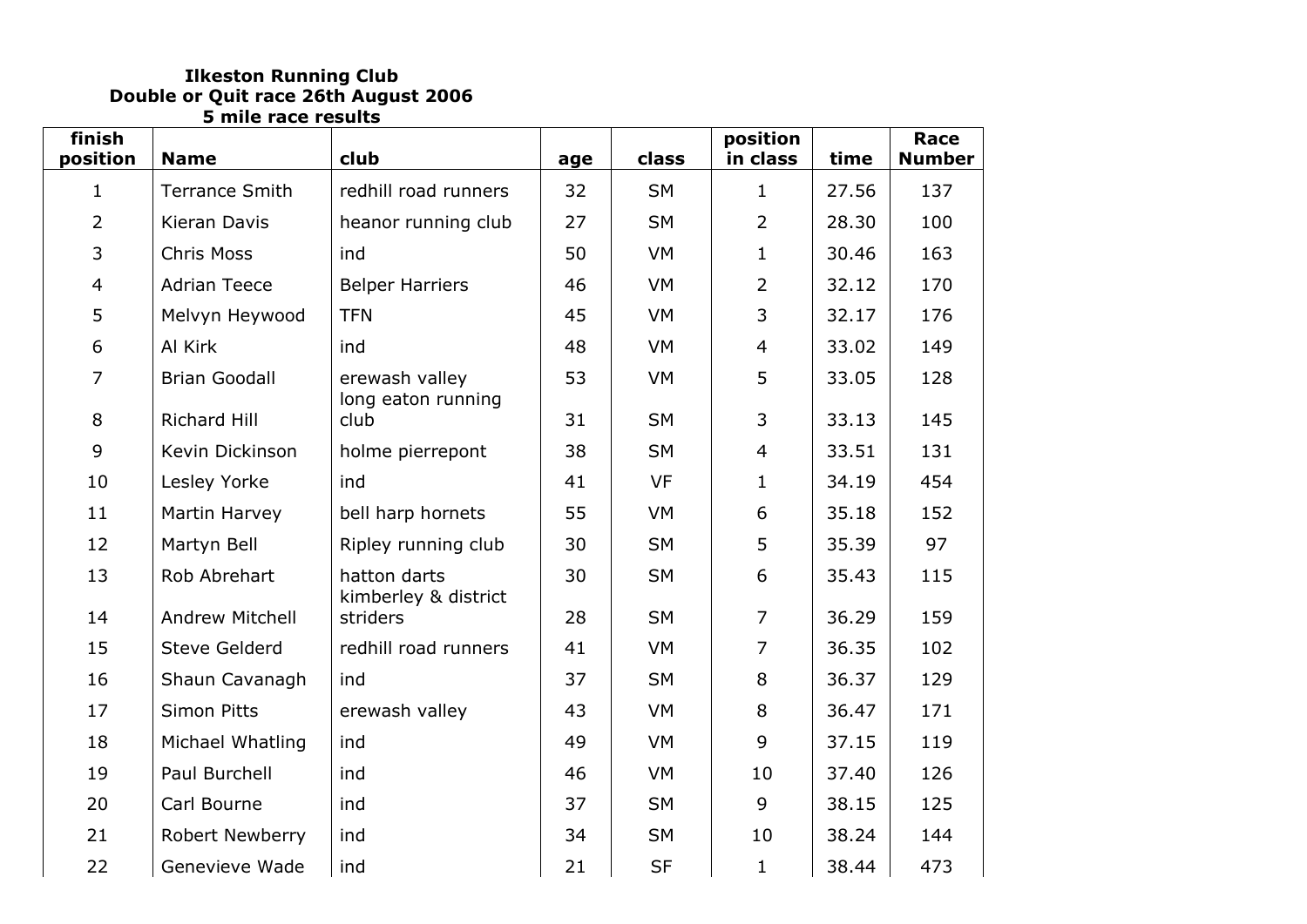**Ilkeston Running Club**
**Double or Quit race 26th August 2006**
**5 mile race results**

| finish position | Name | club | age | class | position in class | time | Race Number |
|---|---|---|---|---|---|---|---|
| 1 | Terrance Smith | redhill road runners | 32 | SM | 1 | 27.56 | 137 |
| 2 | Kieran Davis | heanor running club | 27 | SM | 2 | 28.30 | 100 |
| 3 | Chris Moss | ind | 50 | VM | 1 | 30.46 | 163 |
| 4 | Adrian Teece | Belper Harriers | 46 | VM | 2 | 32.12 | 170 |
| 5 | Melvyn Heywood | TFN | 45 | VM | 3 | 32.17 | 176 |
| 6 | Al Kirk | ind | 48 | VM | 4 | 33.02 | 149 |
| 7 | Brian Goodall | erewash valley | 53 | VM | 5 | 33.05 | 128 |
| 8 | Richard Hill | long eaton running club | 31 | SM | 3 | 33.13 | 145 |
| 9 | Kevin Dickinson | holme pierrepont | 38 | SM | 4 | 33.51 | 131 |
| 10 | Lesley Yorke | ind | 41 | VF | 1 | 34.19 | 454 |
| 11 | Martin Harvey | bell harp hornets | 55 | VM | 6 | 35.18 | 152 |
| 12 | Martyn Bell | Ripley running club | 30 | SM | 5 | 35.39 | 97 |
| 13 | Rob Abrehart | hatton darts | 30 | SM | 6 | 35.43 | 115 |
| 14 | Andrew Mitchell | kimberley & district striders | 28 | SM | 7 | 36.29 | 159 |
| 15 | Steve Gelderd | redhill road runners | 41 | VM | 7 | 36.35 | 102 |
| 16 | Shaun Cavanagh | ind | 37 | SM | 8 | 36.37 | 129 |
| 17 | Simon Pitts | erewash valley | 43 | VM | 8 | 36.47 | 171 |
| 18 | Michael Whatling | ind | 49 | VM | 9 | 37.15 | 119 |
| 19 | Paul Burchell | ind | 46 | VM | 10 | 37.40 | 126 |
| 20 | Carl Bourne | ind | 37 | SM | 9 | 38.15 | 125 |
| 21 | Robert Newberry | ind | 34 | SM | 10 | 38.24 | 144 |
| 22 | Genevieve Wade | ind | 21 | SF | 1 | 38.44 | 473 |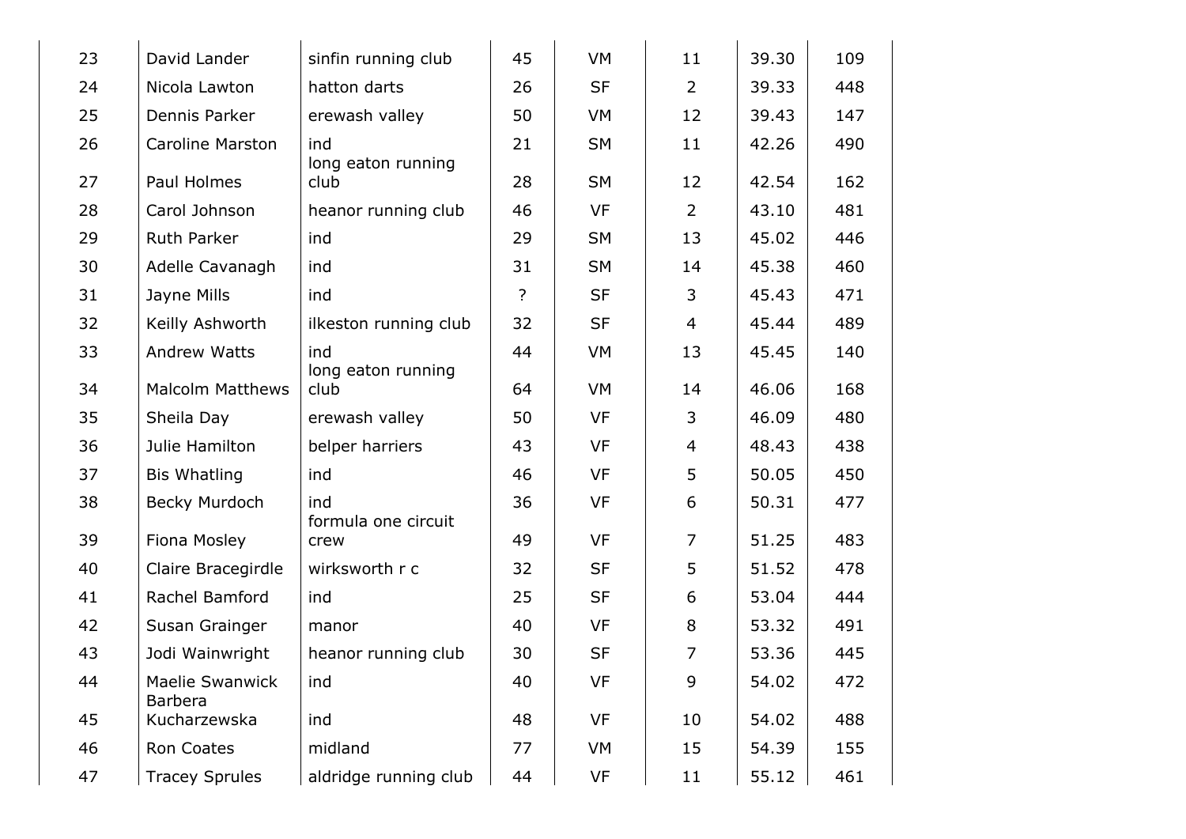| 23 | David Lander | sinfin running club | 45 | VM | 11 | 39.30 | 109 |
|---|---|---|---|---|---|---|---|
| 24 | Nicola Lawton | hatton darts | 26 | SF | 2 | 39.33 | 448 |
| 25 | Dennis Parker | erewash valley | 50 | VM | 12 | 39.43 | 147 |
| 26 | Caroline Marston | ind | 21 | SM | 11 | 42.26 | 490 |
| 27 | Paul Holmes | long eaton running club | 28 | SM | 12 | 42.54 | 162 |
| 28 | Carol Johnson | heanor running club | 46 | VF | 2 | 43.10 | 481 |
| 29 | Ruth Parker | ind | 29 | SM | 13 | 45.02 | 446 |
| 30 | Adelle Cavanagh | ind | 31 | SM | 14 | 45.38 | 460 |
| 31 | Jayne Mills | ind | ? | SF | 3 | 45.43 | 471 |
| 32 | Keilly Ashworth | ilkeston running club | 32 | SF | 4 | 45.44 | 489 |
| 33 | Andrew Watts | ind | 44 | VM | 13 | 45.45 | 140 |
| 34 | Malcolm Matthews | long eaton running club | 64 | VM | 14 | 46.06 | 168 |
| 35 | Sheila Day | erewash valley | 50 | VF | 3 | 46.09 | 480 |
| 36 | Julie Hamilton | belper harriers | 43 | VF | 4 | 48.43 | 438 |
| 37 | Bis Whatling | ind | 46 | VF | 5 | 50.05 | 450 |
| 38 | Becky Murdoch | ind | 36 | VF | 6 | 50.31 | 477 |
| 39 | Fiona Mosley | formula one circuit crew | 49 | VF | 7 | 51.25 | 483 |
| 40 | Claire Bracegirdle | wirksworth r c | 32 | SF | 5 | 51.52 | 478 |
| 41 | Rachel Bamford | ind | 25 | SF | 6 | 53.04 | 444 |
| 42 | Susan Grainger | manor | 40 | VF | 8 | 53.32 | 491 |
| 43 | Jodi Wainwright | heanor running club | 30 | SF | 7 | 53.36 | 445 |
| 44 | Maelie Swanwick | ind | 40 | VF | 9 | 54.02 | 472 |
| 45 | Barbera Kucharzewska | ind | 48 | VF | 10 | 54.02 | 488 |
| 46 | Ron Coates | midland | 77 | VM | 15 | 54.39 | 155 |
| 47 | Tracey Sprules | aldridge running club | 44 | VF | 11 | 55.12 | 461 |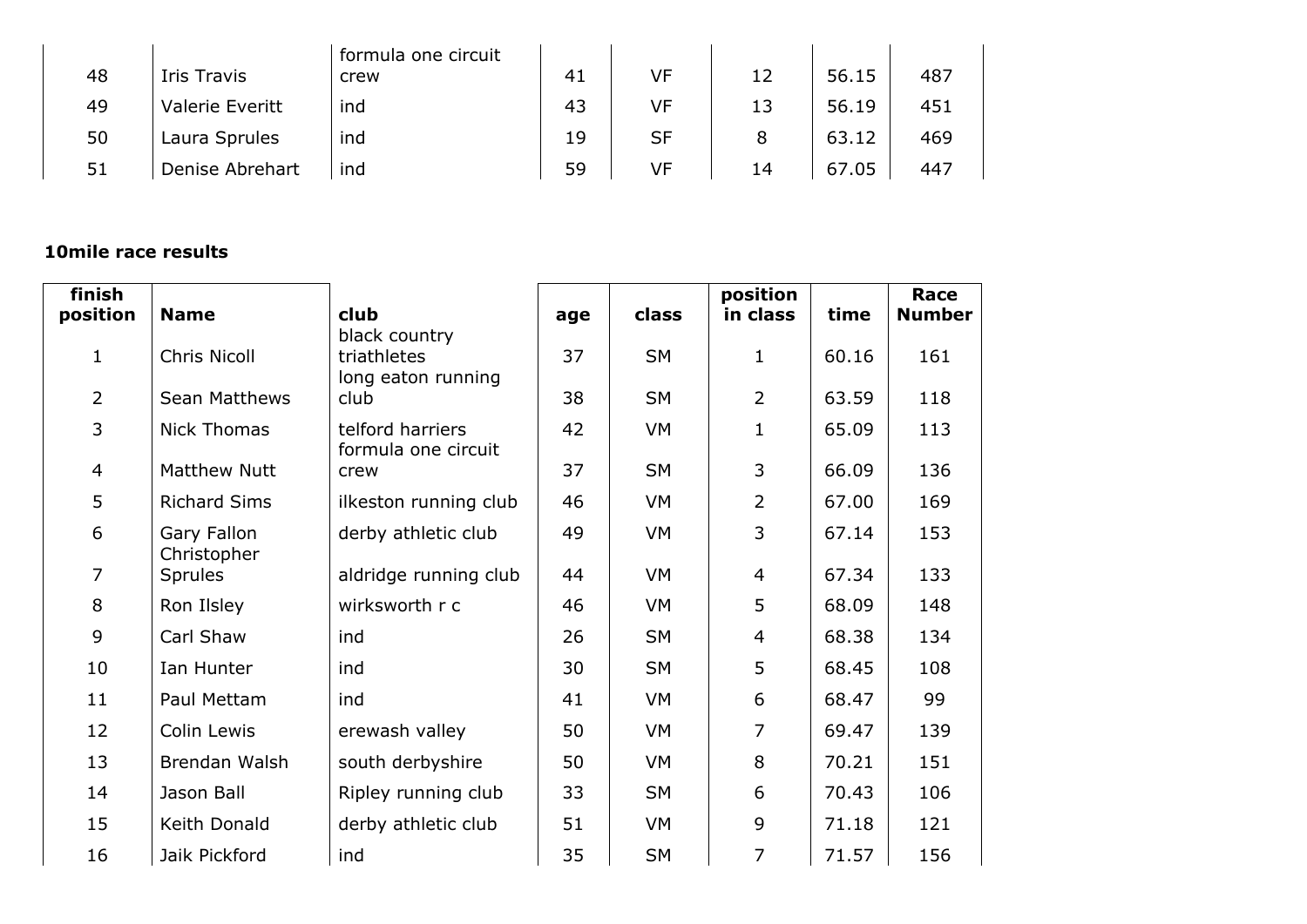| 48 | Iris Travis | formula one circuit crew | 41 | VF | 12 | 56.15 | 487 |
|---|---|---|---|---|---|---|---|
| 49 | Valerie Everitt | ind | 43 | VF | 13 | 56.19 | 451 |
| 50 | Laura Sprules | ind | 19 | SF | 8 | 63.12 | 469 |
| 51 | Denise Abrehart | ind | 59 | VF | 14 | 67.05 | 447 |

**10mile race results**

| finish position | Name | club | age | class | position in class | time | Race Number |
|---|---|---|---|---|---|---|---|
| 1 | Chris Nicoll | black country triathletes | 37 | SM | 1 | 60.16 | 161 |
| 2 | Sean Matthews | long eaton running club | 38 | SM | 2 | 63.59 | 118 |
| 3 | Nick Thomas | telford harriers | 42 | VM | 1 | 65.09 | 113 |
| 4 | Matthew Nutt | formula one circuit crew | 37 | SM | 3 | 66.09 | 136 |
| 5 | Richard Sims | ilkeston running club | 46 | VM | 2 | 67.00 | 169 |
| 6 | Gary Fallon | derby athletic club | 49 | VM | 3 | 67.14 | 153 |
| 7 | Christopher Sprules | aldridge running club | 44 | VM | 4 | 67.34 | 133 |
| 8 | Ron Ilsley | wirksworth r c | 46 | VM | 5 | 68.09 | 148 |
| 9 | Carl Shaw | ind | 26 | SM | 4 | 68.38 | 134 |
| 10 | Ian Hunter | ind | 30 | SM | 5 | 68.45 | 108 |
| 11 | Paul Mettam | ind | 41 | VM | 6 | 68.47 | 99 |
| 12 | Colin Lewis | erewash valley | 50 | VM | 7 | 69.47 | 139 |
| 13 | Brendan Walsh | south derbyshire | 50 | VM | 8 | 70.21 | 151 |
| 14 | Jason Ball | Ripley running club | 33 | SM | 6 | 70.43 | 106 |
| 15 | Keith Donald | derby athletic club | 51 | VM | 9 | 71.18 | 121 |
| 16 | Jaik Pickford | ind | 35 | SM | 7 | 71.57 | 156 |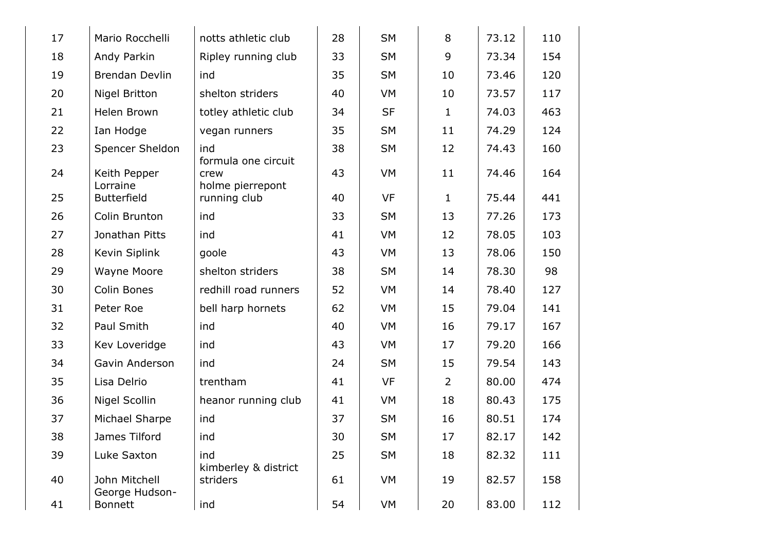| | | | | | | | |
|---|---|---|---|---|---|---|---|
| 17 | Mario Rocchelli | notts athletic club | 28 | SM | 8 | 73.12 | 110 |
| 18 | Andy Parkin | Ripley running club | 33 | SM | 9 | 73.34 | 154 |
| 19 | Brendan Devlin | ind | 35 | SM | 10 | 73.46 | 120 |
| 20 | Nigel Britton | shelton striders | 40 | VM | 10 | 73.57 | 117 |
| 21 | Helen Brown | totley athletic club | 34 | SF | 1 | 74.03 | 463 |
| 22 | Ian Hodge | vegan runners | 35 | SM | 11 | 74.29 | 124 |
| 23 | Spencer Sheldon | ind | 38 | SM | 12 | 74.43 | 160 |
| 24 | Keith Pepper | formula one circuit crew | 43 | VM | 11 | 74.46 | 164 |
| 25 | Lorraine Butterfield | holme pierrepont running club | 40 | VF | 1 | 75.44 | 441 |
| 26 | Colin Brunton | ind | 33 | SM | 13 | 77.26 | 173 |
| 27 | Jonathan Pitts | ind | 41 | VM | 12 | 78.05 | 103 |
| 28 | Kevin Siplink | goole | 43 | VM | 13 | 78.06 | 150 |
| 29 | Wayne Moore | shelton striders | 38 | SM | 14 | 78.30 | 98 |
| 30 | Colin Bones | redhill road runners | 52 | VM | 14 | 78.40 | 127 |
| 31 | Peter Roe | bell harp hornets | 62 | VM | 15 | 79.04 | 141 |
| 32 | Paul Smith | ind | 40 | VM | 16 | 79.17 | 167 |
| 33 | Kev Loveridge | ind | 43 | VM | 17 | 79.20 | 166 |
| 34 | Gavin Anderson | ind | 24 | SM | 15 | 79.54 | 143 |
| 35 | Lisa Delrio | trentham | 41 | VF | 2 | 80.00 | 474 |
| 36 | Nigel Scollin | heanor running club | 41 | VM | 18 | 80.43 | 175 |
| 37 | Michael Sharpe | ind | 37 | SM | 16 | 80.51 | 174 |
| 38 | James Tilford | ind | 30 | SM | 17 | 82.17 | 142 |
| 39 | Luke Saxton | ind | 25 | SM | 18 | 82.32 | 111 |
| 40 | John Mitchell | kimberley & district striders | 61 | VM | 19 | 82.57 | 158 |
| 41 | George Hudson-Bonnett | ind | 54 | VM | 20 | 83.00 | 112 |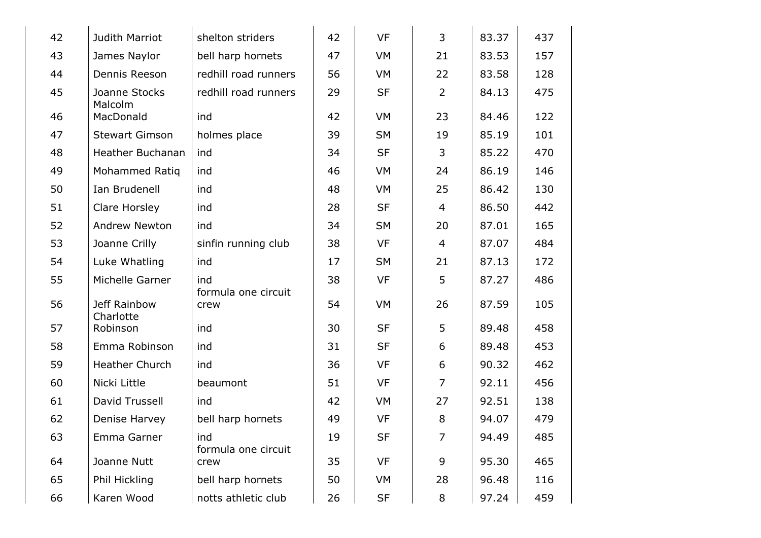| | | | | | | | |
|---|---|---|---|---|---|---|---|
| 42 | Judith Marriot | shelton striders | 42 | VF | 3 | 83.37 | 437 |
| 43 | James Naylor | bell harp hornets | 47 | VM | 21 | 83.53 | 157 |
| 44 | Dennis Reeson | redhill road runners | 56 | VM | 22 | 83.58 | 128 |
| 45 | Joanne Stocks | redhill road runners | 29 | SF | 2 | 84.13 | 475 |
| 46 | Malcolm MacDonald | ind | 42 | VM | 23 | 84.46 | 122 |
| 47 | Stewart Gimson | holmes place | 39 | SM | 19 | 85.19 | 101 |
| 48 | Heather Buchanan | ind | 34 | SF | 3 | 85.22 | 470 |
| 49 | Mohammed Ratiq | ind | 46 | VM | 24 | 86.19 | 146 |
| 50 | Ian Brudenell | ind | 48 | VM | 25 | 86.42 | 130 |
| 51 | Clare Horsley | ind | 28 | SF | 4 | 86.50 | 442 |
| 52 | Andrew Newton | ind | 34 | SM | 20 | 87.01 | 165 |
| 53 | Joanne Crilly | sinfin running club | 38 | VF | 4 | 87.07 | 484 |
| 54 | Luke Whatling | ind | 17 | SM | 21 | 87.13 | 172 |
| 55 | Michelle Garner | ind | 38 | VF | 5 | 87.27 | 486 |
| 56 | Jeff Rainbow | formula one circuit crew | 54 | VM | 26 | 87.59 | 105 |
| 57 | Charlotte Robinson | ind | 30 | SF | 5 | 89.48 | 458 |
| 58 | Emma Robinson | ind | 31 | SF | 6 | 89.48 | 453 |
| 59 | Heather Church | ind | 36 | VF | 6 | 90.32 | 462 |
| 60 | Nicki Little | beaumont | 51 | VF | 7 | 92.11 | 456 |
| 61 | David Trussell | ind | 42 | VM | 27 | 92.51 | 138 |
| 62 | Denise Harvey | bell harp hornets | 49 | VF | 8 | 94.07 | 479 |
| 63 | Emma Garner | ind | 19 | SF | 7 | 94.49 | 485 |
| 64 | Joanne Nutt | formula one circuit crew | 35 | VF | 9 | 95.30 | 465 |
| 65 | Phil Hickling | bell harp hornets | 50 | VM | 28 | 96.48 | 116 |
| 66 | Karen Wood | notts athletic club | 26 | SF | 8 | 97.24 | 459 |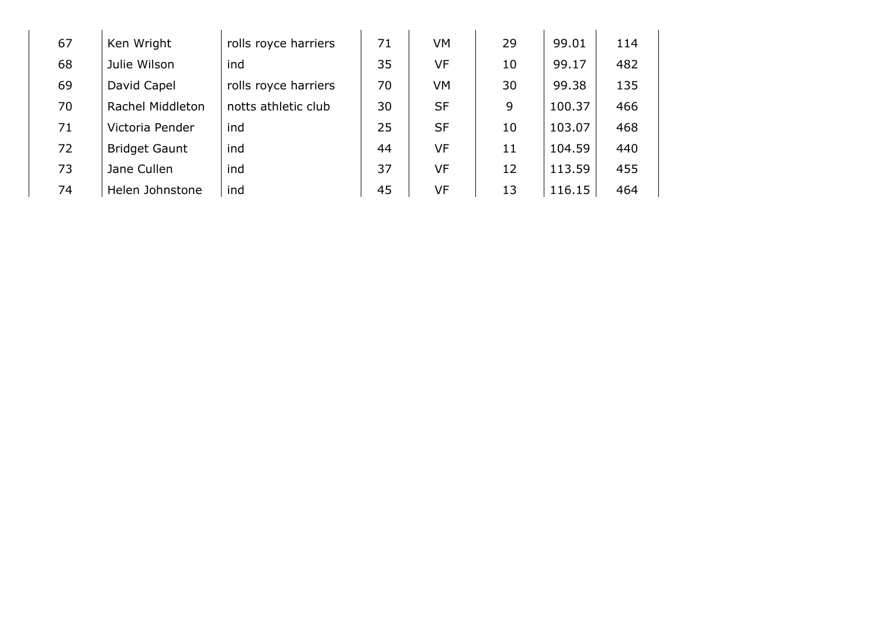| | | | | | | | |
|---|---|---|---|---|---|---|---|
| 67 | Ken Wright | rolls royce harriers | 71 | VM | 29 | 99.01 | 114 |
| 68 | Julie Wilson | ind | 35 | VF | 10 | 99.17 | 482 |
| 69 | David Capel | rolls royce harriers | 70 | VM | 30 | 99.38 | 135 |
| 70 | Rachel Middleton | notts athletic club | 30 | SF | 9 | 100.37 | 466 |
| 71 | Victoria Pender | ind | 25 | SF | 10 | 103.07 | 468 |
| 72 | Bridget Gaunt | ind | 44 | VF | 11 | 104.59 | 440 |
| 73 | Jane Cullen | ind | 37 | VF | 12 | 113.59 | 455 |
| 74 | Helen Johnstone | ind | 45 | VF | 13 | 116.15 | 464 |